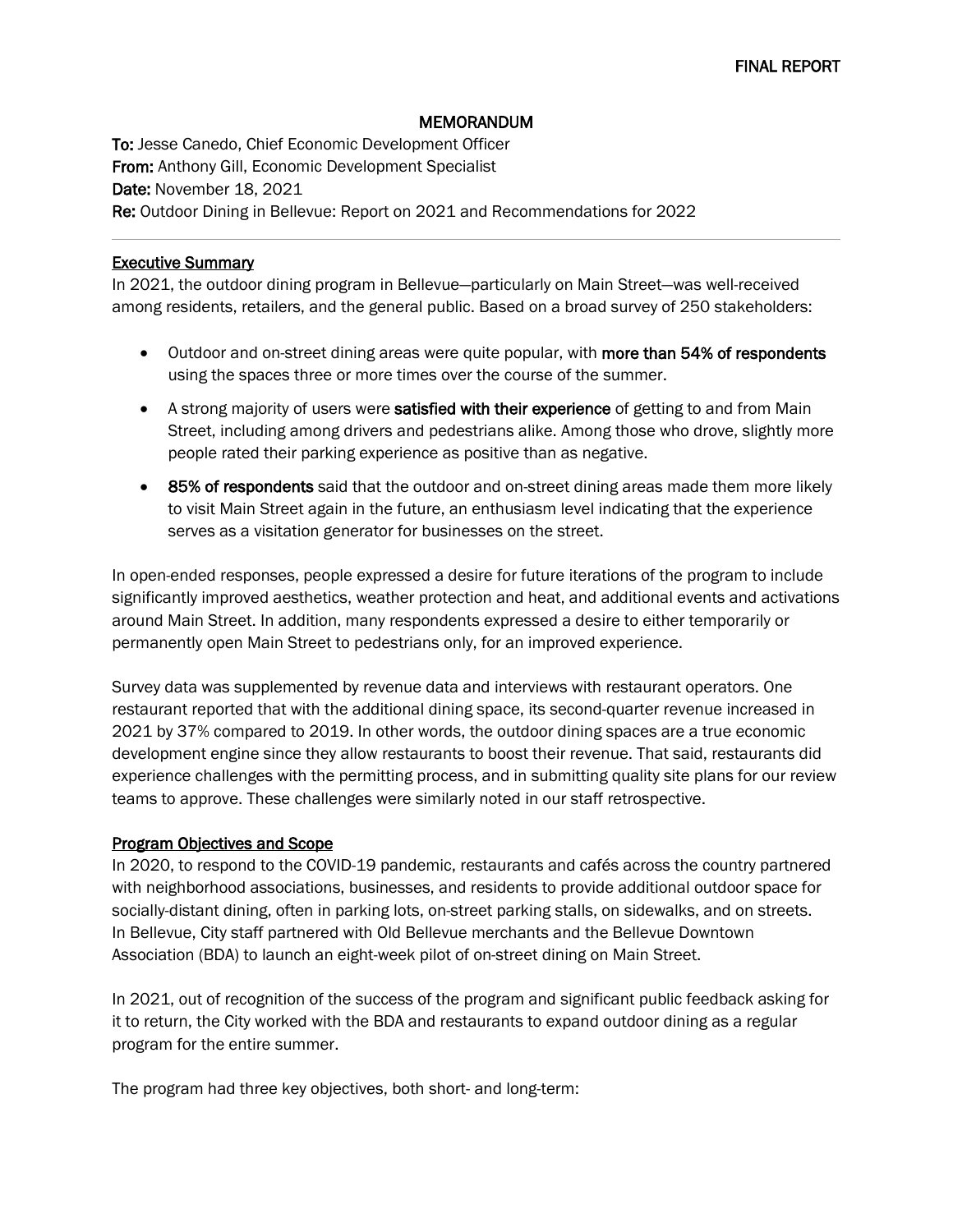FINAL REPORT

# MEMORANDUM

**To:** Jesse Canedo, Chief Economic Development Officer
**From:** Anthony Gill, Economic Development Specialist
**Date:** November 18, 2021
**Re:** Outdoor Dining in Bellevue: Report on 2021 and Recommendations for 2022

---

## Executive Summary

In 2021, the outdoor dining program in Bellevue—particularly on Main Street—was well-received among residents, retailers, and the general public. Based on a broad survey of 250 stakeholders:

- Outdoor and on-street dining areas were quite popular, with **more than 54% of respondents** using the spaces three or more times over the course of the summer.
- A strong majority of users were **satisfied with their experience** of getting to and from Main Street, including among drivers and pedestrians alike. Among those who drove, slightly more people rated their parking experience as positive than as negative.
- **85% of respondents** said that the outdoor and on-street dining areas made them more likely to visit Main Street again in the future, an enthusiasm level indicating that the experience serves as a visitation generator for businesses on the street.

In open-ended responses, people expressed a desire for future iterations of the program to include significantly improved aesthetics, weather protection and heat, and additional events and activations around Main Street. In addition, many respondents expressed a desire to either temporarily or permanently open Main Street to pedestrians only, for an improved experience.

Survey data was supplemented by revenue data and interviews with restaurant operators. One restaurant reported that with the additional dining space, its second-quarter revenue increased in 2021 by 37% compared to 2019. In other words, the outdoor dining spaces are a true economic development engine since they allow restaurants to boost their revenue. That said, restaurants did experience challenges with the permitting process, and in submitting quality site plans for our review teams to approve. These challenges were similarly noted in our staff retrospective.

## Program Objectives and Scope

In 2020, to respond to the COVID-19 pandemic, restaurants and cafés across the country partnered with neighborhood associations, businesses, and residents to provide additional outdoor space for socially-distant dining, often in parking lots, on-street parking stalls, on sidewalks, and on streets. In Bellevue, City staff partnered with Old Bellevue merchants and the Bellevue Downtown Association (BDA) to launch an eight-week pilot of on-street dining on Main Street.

In 2021, out of recognition of the success of the program and significant public feedback asking for it to return, the City worked with the BDA and restaurants to expand outdoor dining as a regular program for the entire summer.

The program had three key objectives, both short- and long-term: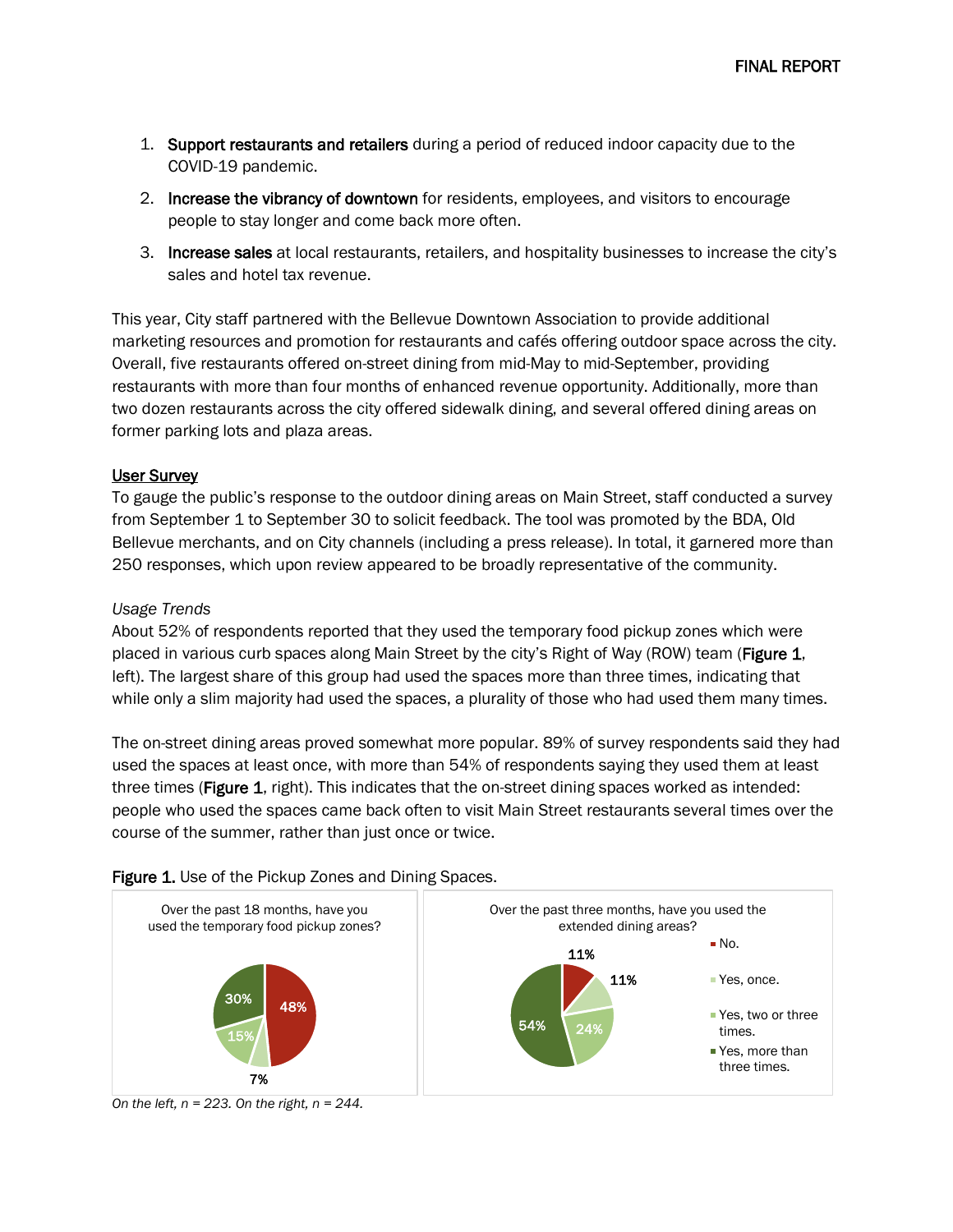1. **Support restaurants and retailers** during a period of reduced indoor capacity due to the COVID-19 pandemic.
2. **Increase the vibrancy of downtown** for residents, employees, and visitors to encourage people to stay longer and come back more often.
3. **Increase sales** at local restaurants, retailers, and hospitality businesses to increase the city's sales and hotel tax revenue.

This year, City staff partnered with the Bellevue Downtown Association to provide additional marketing resources and promotion for restaurants and cafés offering outdoor space across the city. Overall, five restaurants offered on-street dining from mid-May to mid-September, providing restaurants with more than four months of enhanced revenue opportunity. Additionally, more than two dozen restaurants across the city offered sidewalk dining, and several offered dining areas on former parking lots and plaza areas.

## User Survey

To gauge the public's response to the outdoor dining areas on Main Street, staff conducted a survey from September 1 to September 30 to solicit feedback. The tool was promoted by the BDA, Old Bellevue merchants, and on City channels (including a press release). In total, it garnered more than 250 responses, which upon review appeared to be broadly representative of the community.

### *Usage Trends*

About 52% of respondents reported that they used the temporary food pickup zones which were placed in various curb spaces along Main Street by the city's Right of Way (ROW) team (**Figure 1**, left). The largest share of this group had used the spaces more than three times, indicating that while only a slim majority had used the spaces, a plurality of those who had used them many times.

The on-street dining areas proved somewhat more popular. 89% of survey respondents said they had used the spaces at least once, with more than 54% of respondents saying they used them at least three times (**Figure 1**, right). This indicates that the on-street dining spaces worked as intended: people who used the spaces came back often to visit Main Street restaurants several times over the course of the summer, rather than just once or twice.

**Figure 1.** Use of the Pickup Zones and Dining Spaces.

| Response | Over the past 18 months, have you used the temporary food pickup zones? | Over the past three months, have you used the extended dining areas? |
| --- | --- | --- |
| No. | 48% | 11% |
| Yes, once. | 7% | 11% |
| Yes, two or three times. | 15% | 24% |
| Yes, more than three times. | 30% | 54% |

*On the left, n = 223. On the right, n = 244.*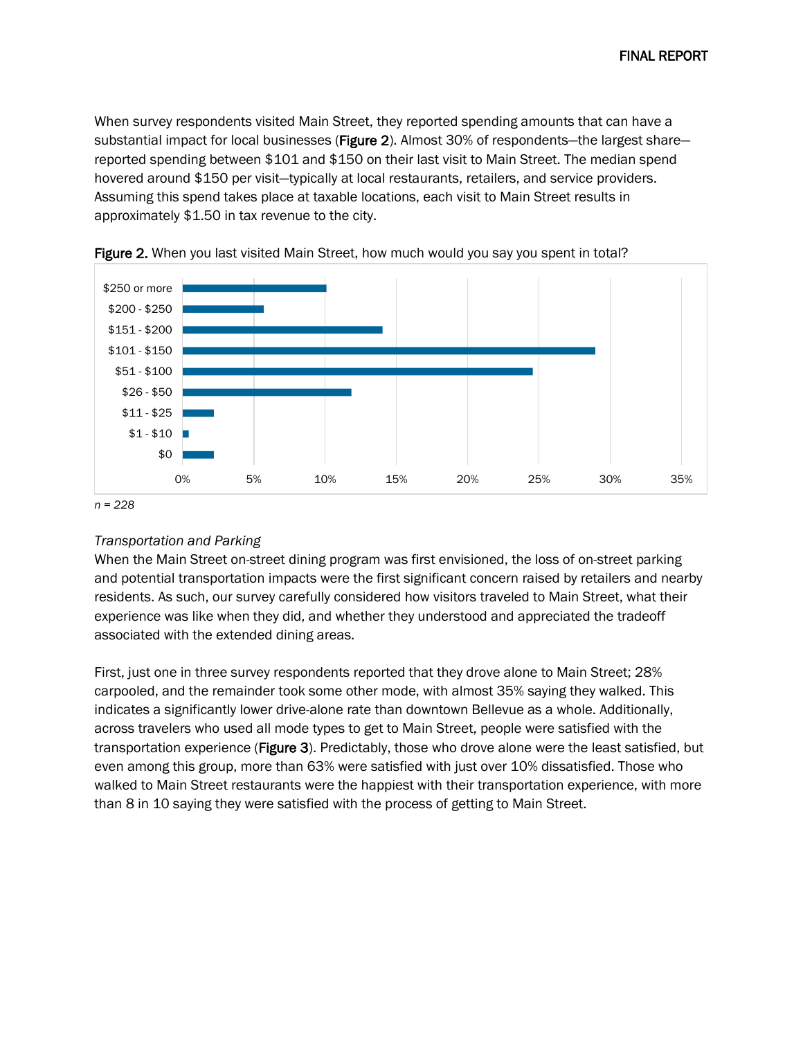When survey respondents visited Main Street, they reported spending amounts that can have a substantial impact for local businesses (**Figure 2**). Almost 30% of respondents—the largest share—reported spending between $101 and $150 on their last visit to Main Street. The median spend hovered around $150 per visit—typically at local restaurants, retailers, and service providers. Assuming this spend takes place at taxable locations, each visit to Main Street results in approximately $1.50 in tax revenue to the city.

**Figure 2.** When you last visited Main Street, how much would you say you spent in total?

| Amount spent | Approx. share of respondents |
|---|---|
| $250 or more | ~10% |
| $200 - $250 | ~6% |
| $151 - $200 | ~14% |
| $101 - $150 | ~29% |
| $51 - $100 | ~25% |
| $26 - $50 | ~12% |
| $11 - $25 | ~2% |
| $1 - $10 | <1% |
| $0 | ~2% |

*n = 228*

*Transportation and Parking*

When the Main Street on-street dining program was first envisioned, the loss of on-street parking and potential transportation impacts were the first significant concern raised by retailers and nearby residents. As such, our survey carefully considered how visitors traveled to Main Street, what their experience was like when they did, and whether they understood and appreciated the tradeoff associated with the extended dining areas.

First, just one in three survey respondents reported that they drove alone to Main Street; 28% carpooled, and the remainder took some other mode, with almost 35% saying they walked. This indicates a significantly lower drive-alone rate than downtown Bellevue as a whole. Additionally, across travelers who used all mode types to get to Main Street, people were satisfied with the transportation experience (**Figure 3**). Predictably, those who drove alone were the least satisfied, but even among this group, more than 63% were satisfied with just over 10% dissatisfied. Those who walked to Main Street restaurants were the happiest with their transportation experience, with more than 8 in 10 saying they were satisfied with the process of getting to Main Street.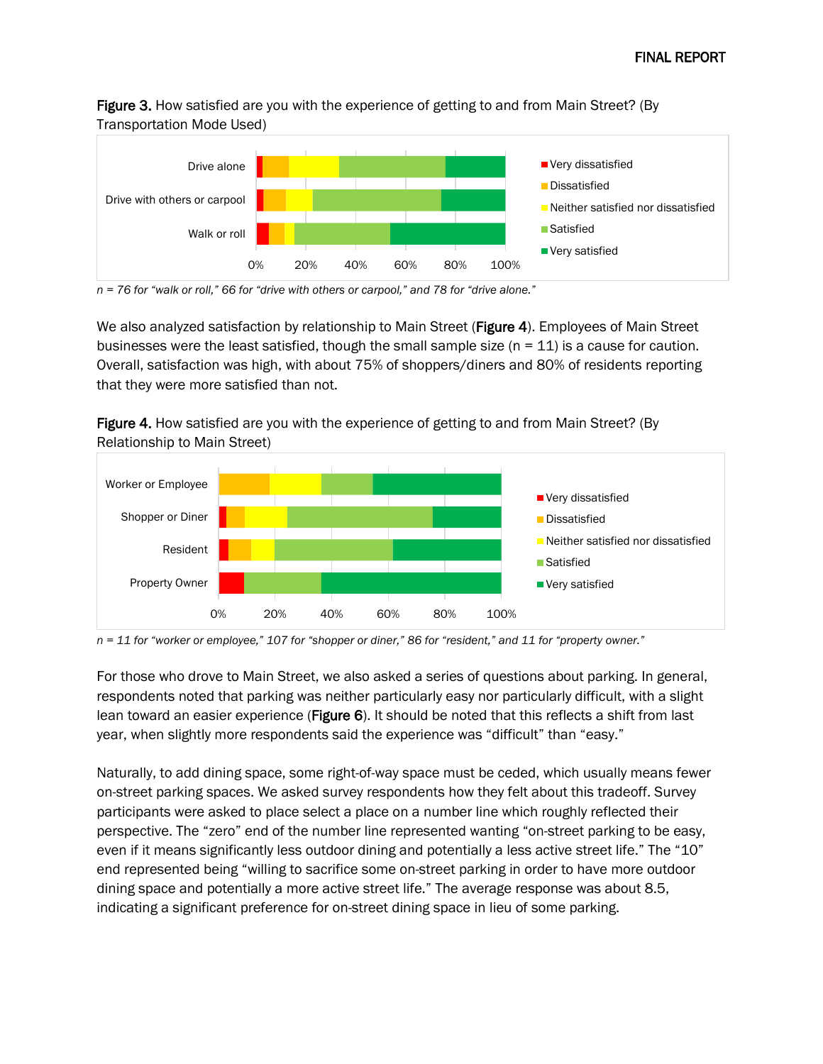**Figure 3.** How satisfied are you with the experience of getting to and from Main Street? (By Transportation Mode Used)

*n = 76 for "walk or roll," 66 for "drive with others or carpool," and 78 for "drive alone."*

We also analyzed satisfaction by relationship to Main Street (**Figure 4**). Employees of Main Street businesses were the least satisfied, though the small sample size (n = 11) is a cause for caution. Overall, satisfaction was high, with about 75% of shoppers/diners and 80% of residents reporting that they were more satisfied than not.

**Figure 4.** How satisfied are you with the experience of getting to and from Main Street? (By Relationship to Main Street)

*n = 11 for "worker or employee," 107 for "shopper or diner," 86 for "resident," and 11 for "property owner."*

For those who drove to Main Street, we also asked a series of questions about parking. In general, respondents noted that parking was neither particularly easy nor particularly difficult, with a slight lean toward an easier experience (**Figure 6**). It should be noted that this reflects a shift from last year, when slightly more respondents said the experience was "difficult" than "easy."

Naturally, to add dining space, some right-of-way space must be ceded, which usually means fewer on-street parking spaces. We asked survey respondents how they felt about this tradeoff. Survey participants were asked to place select a place on a number line which roughly reflected their perspective. The "zero" end of the number line represented wanting "on-street parking to be easy, even if it means significantly less outdoor dining and potentially a less active street life." The "10" end represented being "willing to sacrifice some on-street parking in order to have more outdoor dining space and potentially a more active street life." The average response was about 8.5, indicating a significant preference for on-street dining space in lieu of some parking.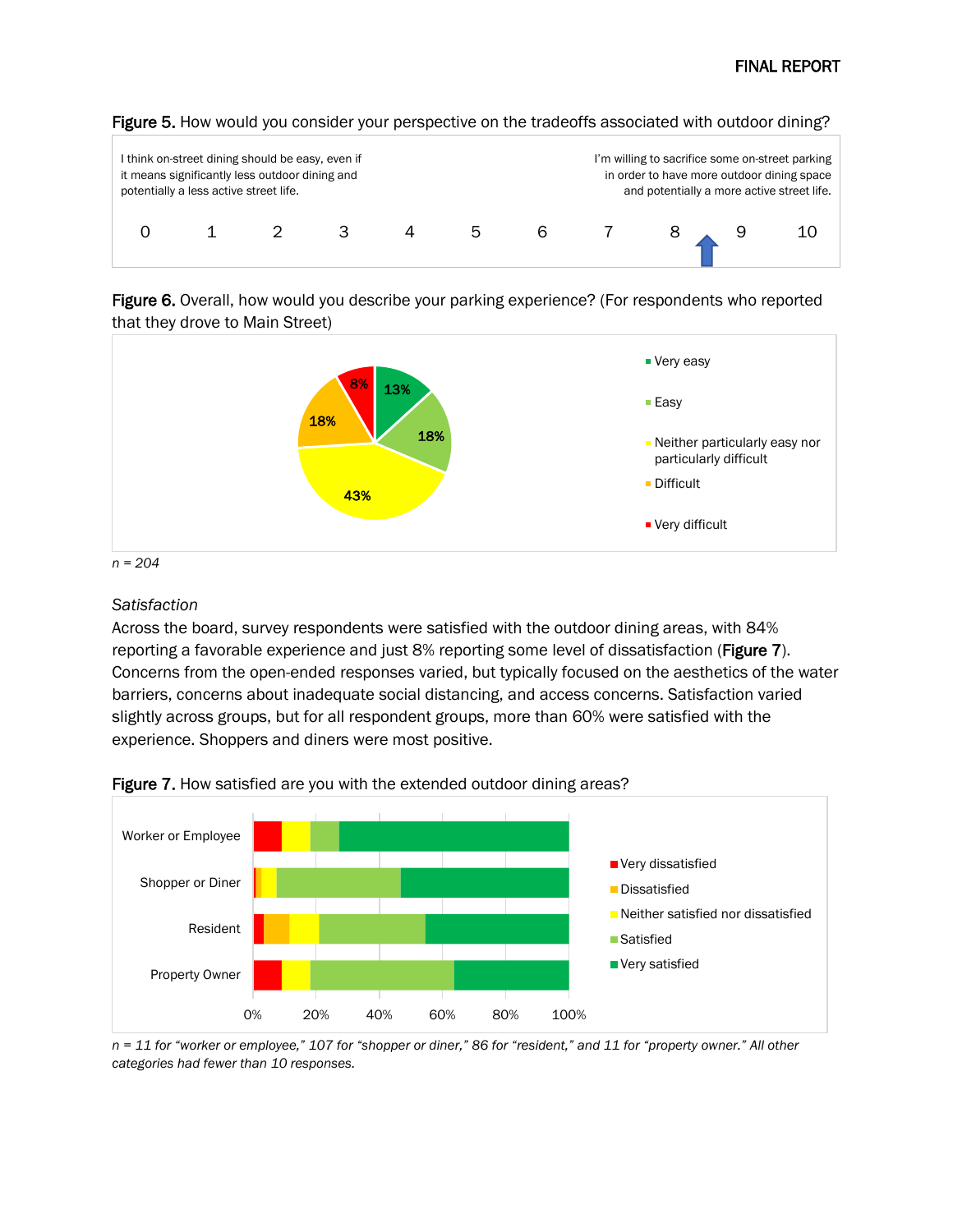**Figure 5.** How would you consider your perspective on the tradeoffs associated with outdoor dining?

I think on-street dining should be easy, even if it means significantly less outdoor dining and potentially a less active street life.

I'm willing to sacrifice some on-street parking in order to have more outdoor dining space and potentially a more active street life.

0 1 2 3 4 5 6 7 8 9 10

**Figure 6.** Overall, how would you describe your parking experience? (For respondents who reported that they drove to Main Street)

| Response | Percent |
|---|---|
| Very easy | 13% |
| Easy | 18% |
| Neither particularly easy nor particularly difficult | 43% |
| Difficult | 18% |
| Very difficult | 8% |

*n = 204*

*Satisfaction*

Across the board, survey respondents were satisfied with the outdoor dining areas, with 84% reporting a favorable experience and just 8% reporting some level of dissatisfaction (**Figure 7**). Concerns from the open-ended responses varied, but typically focused on the aesthetics of the water barriers, concerns about inadequate social distancing, and access concerns. Satisfaction varied slightly across groups, but for all respondent groups, more than 60% were satisfied with the experience. Shoppers and diners were most positive.

**Figure 7.** How satisfied are you with the extended outdoor dining areas?

Worker or Employee, Shopper or Diner, Resident, Property Owner

Very dissatisfied, Dissatisfied, Neither satisfied nor dissatisfied, Satisfied, Very satisfied

0% 20% 40% 60% 80% 100%

*n = 11 for "worker or employee," 107 for "shopper or diner," 86 for "resident," and 11 for "property owner." All other categories had fewer than 10 responses.*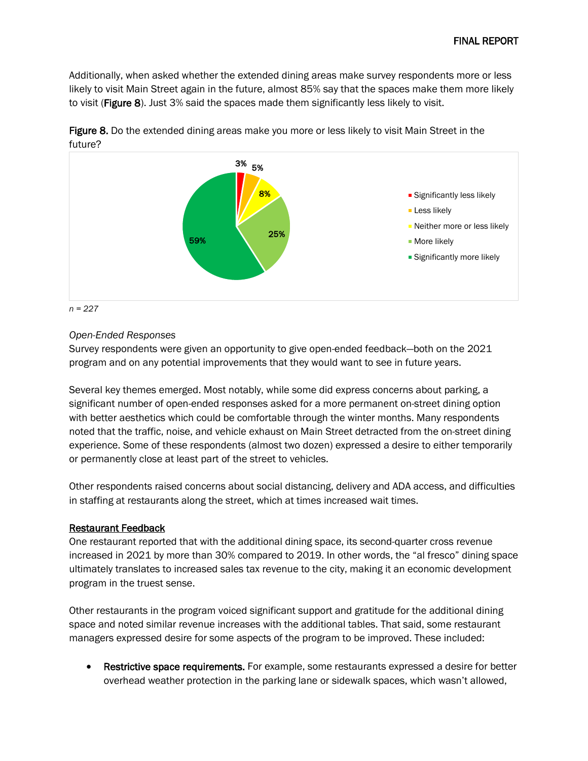Additionally, when asked whether the extended dining areas make survey respondents more or less likely to visit Main Street again in the future, almost 85% say that the spaces make them more likely to visit (**Figure 8**). Just 3% said the spaces made them significantly less likely to visit.

**Figure 8.** Do the extended dining areas make you more or less likely to visit Main Street in the future?

| Response | Percent |
| --- | --- |
| Significantly less likely | 3% |
| Less likely | 5% |
| Neither more or less likely | 8% |
| More likely | 25% |
| Significantly more likely | 59% |

*n = 227*

*Open-Ended Responses*

Survey respondents were given an opportunity to give open-ended feedback—both on the 2021 program and on any potential improvements that they would want to see in future years.

Several key themes emerged. Most notably, while some did express concerns about parking, a significant number of open-ended responses asked for a more permanent on-street dining option with better aesthetics which could be comfortable through the winter months. Many respondents noted that the traffic, noise, and vehicle exhaust on Main Street detracted from the on-street dining experience. Some of these respondents (almost two dozen) expressed a desire to either temporarily or permanently close at least part of the street to vehicles.

Other respondents raised concerns about social distancing, delivery and ADA access, and difficulties in staffing at restaurants along the street, which at times increased wait times.

<u>Restaurant Feedback</u>

One restaurant reported that with the additional dining space, its second-quarter cross revenue increased in 2021 by more than 30% compared to 2019. In other words, the "al fresco" dining space ultimately translates to increased sales tax revenue to the city, making it an economic development program in the truest sense.

Other restaurants in the program voiced significant support and gratitude for the additional dining space and noted similar revenue increases with the additional tables. That said, some restaurant managers expressed desire for some aspects of the program to be improved. These included:

- **Restrictive space requirements.** For example, some restaurants expressed a desire for better overhead weather protection in the parking lane or sidewalk spaces, which wasn't allowed,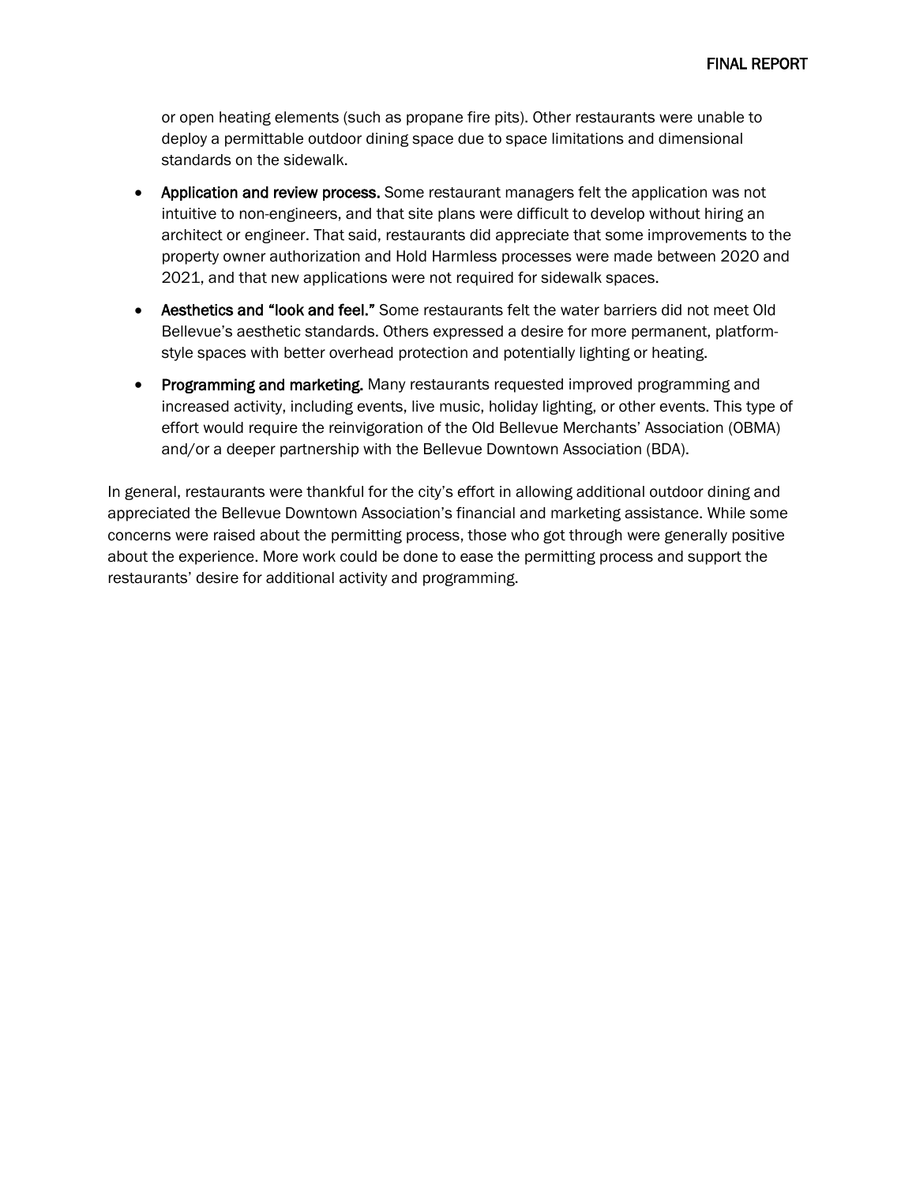or open heating elements (such as propane fire pits). Other restaurants were unable to deploy a permittable outdoor dining space due to space limitations and dimensional standards on the sidewalk.

- **Application and review process.** Some restaurant managers felt the application was not intuitive to non-engineers, and that site plans were difficult to develop without hiring an architect or engineer. That said, restaurants did appreciate that some improvements to the property owner authorization and Hold Harmless processes were made between 2020 and 2021, and that new applications were not required for sidewalk spaces.
- **Aesthetics and "look and feel."** Some restaurants felt the water barriers did not meet Old Bellevue's aesthetic standards. Others expressed a desire for more permanent, platform-style spaces with better overhead protection and potentially lighting or heating.
- **Programming and marketing.** Many restaurants requested improved programming and increased activity, including events, live music, holiday lighting, or other events. This type of effort would require the reinvigoration of the Old Bellevue Merchants' Association (OBMA) and/or a deeper partnership with the Bellevue Downtown Association (BDA).

In general, restaurants were thankful for the city's effort in allowing additional outdoor dining and appreciated the Bellevue Downtown Association's financial and marketing assistance. While some concerns were raised about the permitting process, those who got through were generally positive about the experience. More work could be done to ease the permitting process and support the restaurants' desire for additional activity and programming.